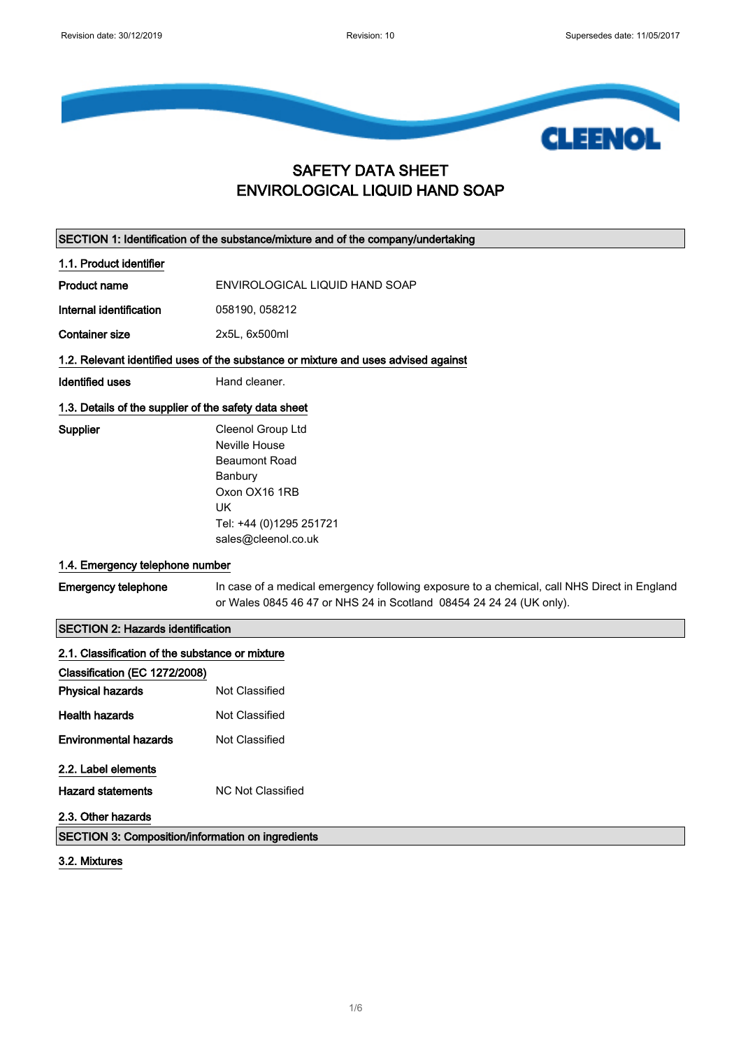# SAFETY DATA SHEET
# ENVIROLOGICAL LIQUID HAND SOAP

## SECTION 1: Identification of the substance/mixture and of the company/undertaking

### 1.1. Product identifier

| | |
|---|---|
| **Product name** | ENVIROLOGICAL LIQUID HAND SOAP |
| **Internal identification** | 058190, 058212 |
| **Container size** | 2x5L, 6x500ml |

### 1.2. Relevant identified uses of the substance or mixture and uses advised against

| | |
|---|---|
| **Identified uses** | Hand cleaner. |

### 1.3. Details of the supplier of the safety data sheet

**Supplier**

Cleenol Group Ltd
Neville House
Beaumont Road
Banbury
Oxon OX16 1RB
UK
Tel: +44 (0)1295 251721
sales@cleenol.co.uk

### 1.4. Emergency telephone number

**Emergency telephone** In case of a medical emergency following exposure to a chemical, call NHS Direct in England or Wales 0845 46 47 or NHS 24 in Scotland 08454 24 24 24 (UK only).

## SECTION 2: Hazards identification

### 2.1. Classification of the substance or mixture

**Classification (EC 1272/2008)**

| | |
|---|---|
| **Physical hazards** | Not Classified |
| **Health hazards** | Not Classified |
| **Environmental hazards** | Not Classified |

### 2.2. Label elements

| | |
|---|---|
| **Hazard statements** | NC Not Classified |

### 2.3. Other hazards

## SECTION 3: Composition/information on ingredients

### 3.2. Mixtures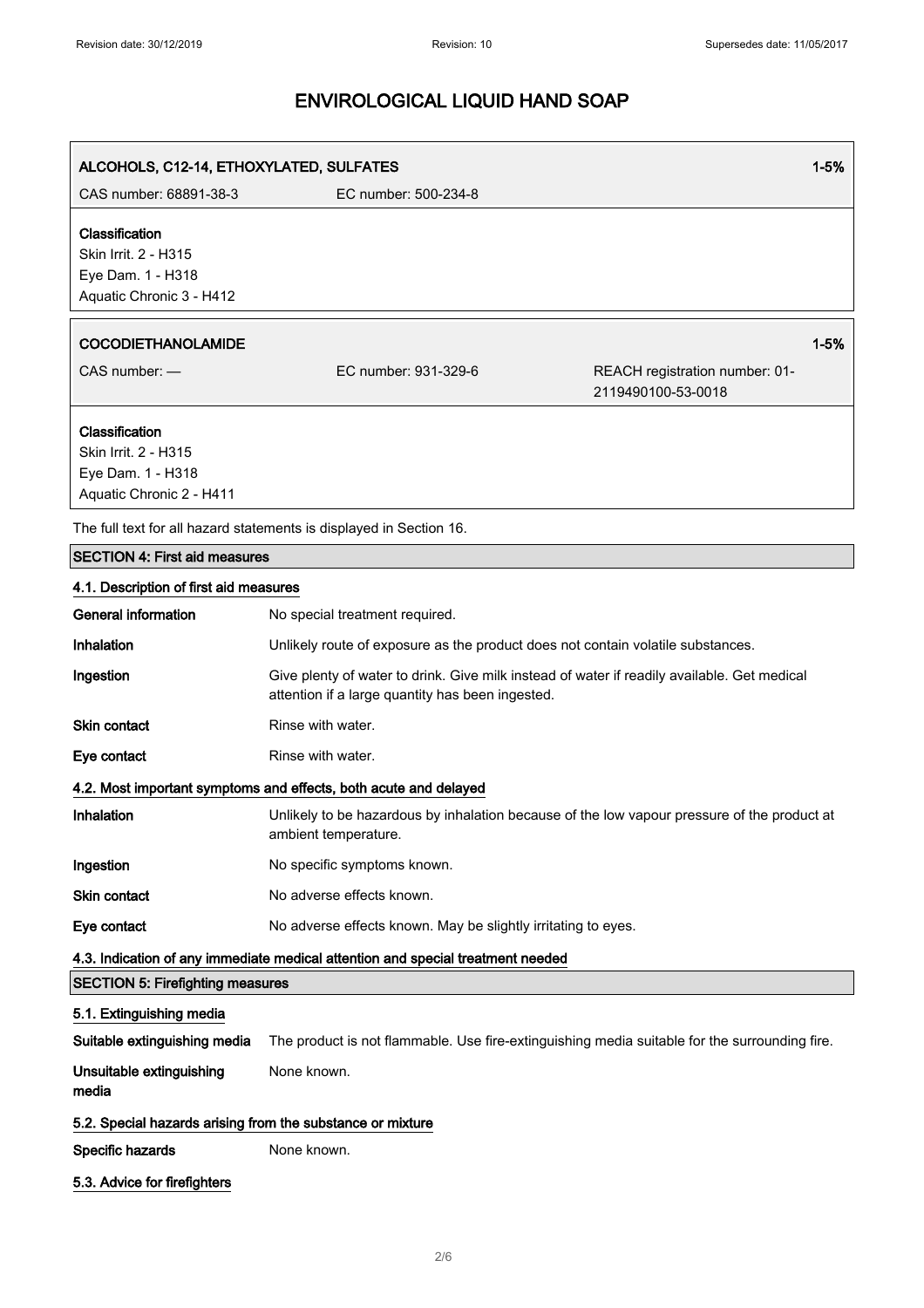# ENVIROLOGICAL LIQUID HAND SOAP

| **ALCOHOLS, C12-14, ETHOXYLATED, SULFATES** | | **1-5%** |
|---|---|---|
| CAS number: 68891-38-3 | EC number: 500-234-8 | |

**Classification**
Skin Irrit. 2 - H315
Eye Dam. 1 - H318
Aquatic Chronic 3 - H412

| **COCODIETHANOLAMIDE** | | **1-5%** |
|---|---|---|
| CAS number: — | EC number: 931-329-6 | REACH registration number: 01-2119490100-53-0018 |

**Classification**
Skin Irrit. 2 - H315
Eye Dam. 1 - H318
Aquatic Chronic 2 - H411

The full text for all hazard statements is displayed in Section 16.

## SECTION 4: First aid measures

### 4.1. Description of first aid measures

**General information** No special treatment required.

**Inhalation** Unlikely route of exposure as the product does not contain volatile substances.

**Ingestion** Give plenty of water to drink. Give milk instead of water if readily available. Get medical attention if a large quantity has been ingested.

**Skin contact** Rinse with water.

**Eye contact** Rinse with water.

### 4.2. Most important symptoms and effects, both acute and delayed

**Inhalation** Unlikely to be hazardous by inhalation because of the low vapour pressure of the product at ambient temperature.

**Ingestion** No specific symptoms known.

**Skin contact** No adverse effects known.

**Eye contact** No adverse effects known. May be slightly irritating to eyes.

### 4.3. Indication of any immediate medical attention and special treatment needed

## SECTION 5: Firefighting measures

### 5.1. Extinguishing media

**Suitable extinguishing media** The product is not flammable. Use fire-extinguishing media suitable for the surrounding fire.

**Unsuitable extinguishing media** None known.

### 5.2. Special hazards arising from the substance or mixture

**Specific hazards** None known.

### 5.3. Advice for firefighters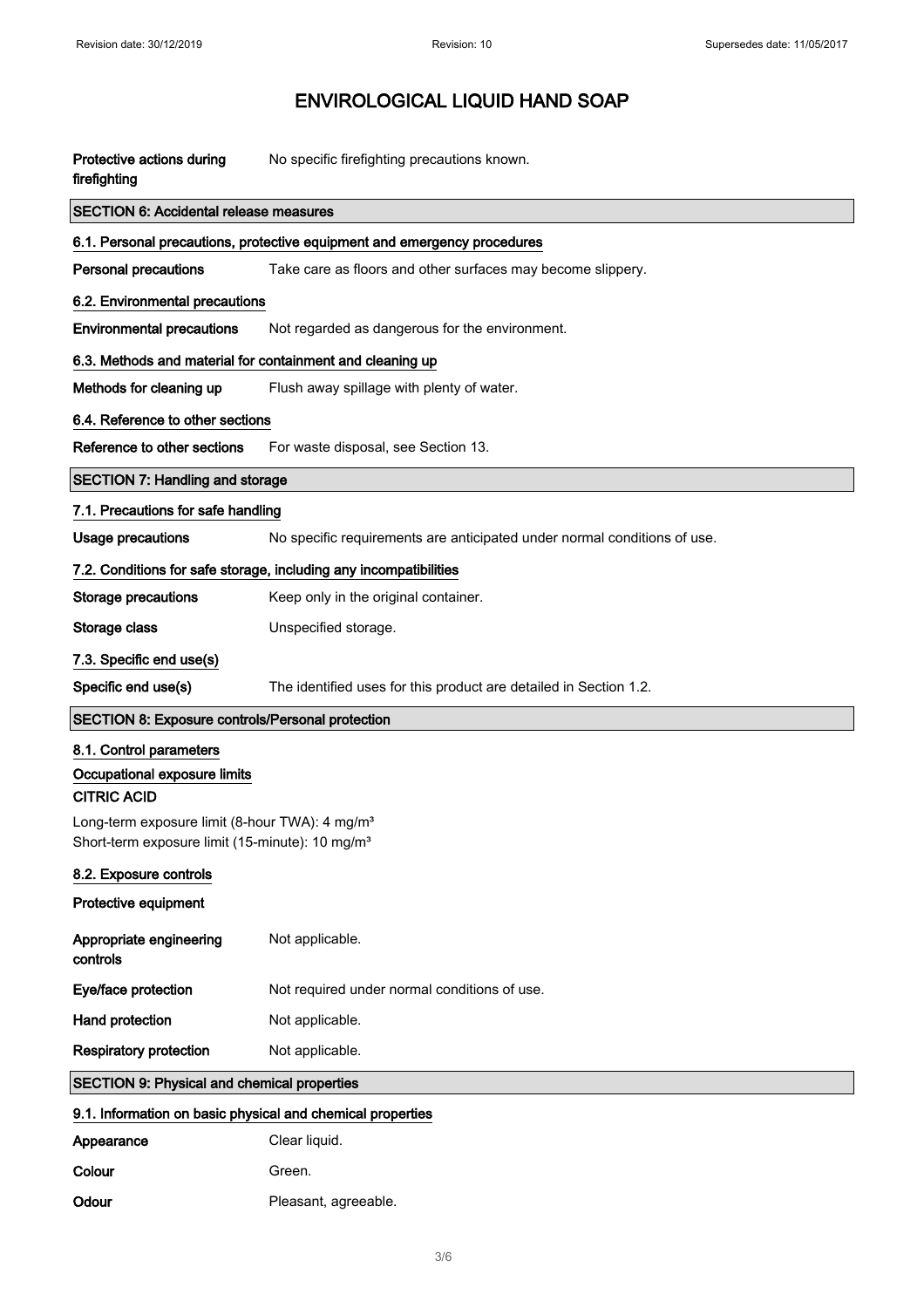# ENVIROLOGICAL LIQUID HAND SOAP

| | |
|---|---|
| **Protective actions during firefighting** | No specific firefighting precautions known. |

## SECTION 6: Accidental release measures

### 6.1. Personal precautions, protective equipment and emergency procedures

| | |
|---|---|
| **Personal precautions** | Take care as floors and other surfaces may become slippery. |

### 6.2. Environmental precautions

| | |
|---|---|
| **Environmental precautions** | Not regarded as dangerous for the environment. |

### 6.3. Methods and material for containment and cleaning up

| | |
|---|---|
| **Methods for cleaning up** | Flush away spillage with plenty of water. |

### 6.4. Reference to other sections

| | |
|---|---|
| **Reference to other sections** | For waste disposal, see Section 13. |

## SECTION 7: Handling and storage

### 7.1. Precautions for safe handling

| | |
|---|---|
| **Usage precautions** | No specific requirements are anticipated under normal conditions of use. |

### 7.2. Conditions for safe storage, including any incompatibilities

| | |
|---|---|
| **Storage precautions** | Keep only in the original container. |
| **Storage class** | Unspecified storage. |

### 7.3. Specific end use(s)

| | |
|---|---|
| **Specific end use(s)** | The identified uses for this product are detailed in Section 1.2. |

## SECTION 8: Exposure controls/Personal protection

### 8.1. Control parameters

#### Occupational exposure limits

**CITRIC ACID**

Long-term exposure limit (8-hour TWA): 4 mg/m³
Short-term exposure limit (15-minute): 10 mg/m³

### 8.2. Exposure controls

**Protective equipment**

| | |
|---|---|
| **Appropriate engineering controls** | Not applicable. |
| **Eye/face protection** | Not required under normal conditions of use. |
| **Hand protection** | Not applicable. |
| **Respiratory protection** | Not applicable. |

## SECTION 9: Physical and chemical properties

### 9.1. Information on basic physical and chemical properties

| | |
|---|---|
| **Appearance** | Clear liquid. |
| **Colour** | Green. |
| **Odour** | Pleasant, agreeable. |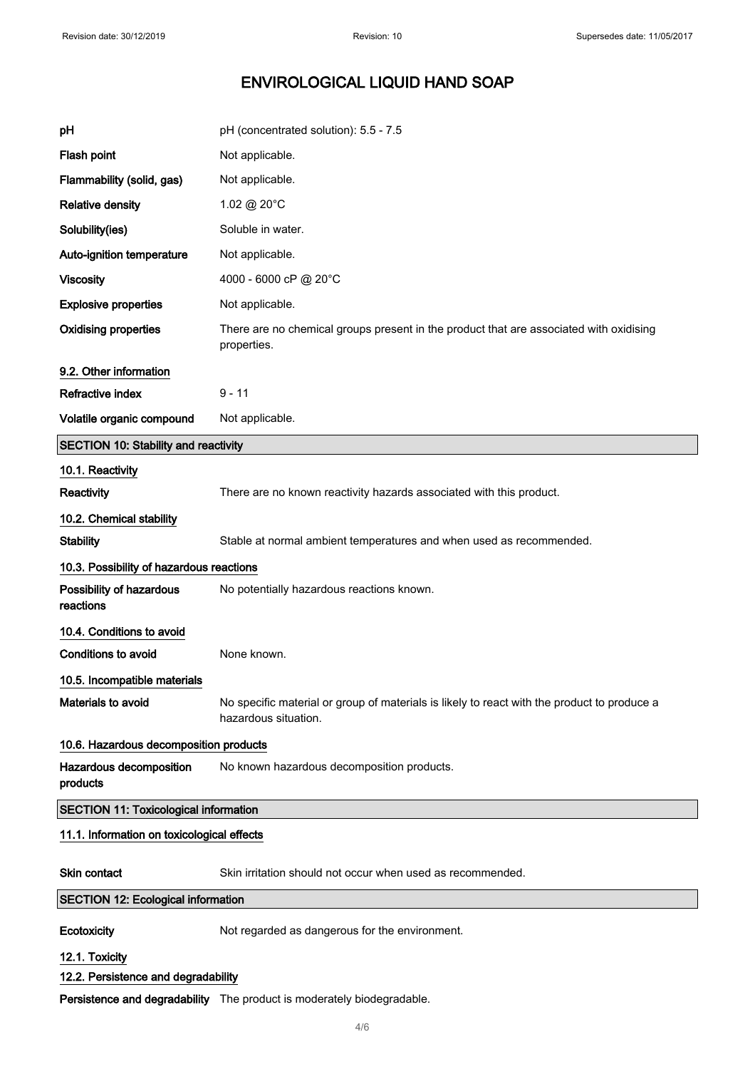| | |
|---|---|
| **pH** | pH (concentrated solution): 5.5 - 7.5 |
| **Flash point** | Not applicable. |
| **Flammability (solid, gas)** | Not applicable. |
| **Relative density** | 1.02 @ 20°C |
| **Solubility(ies)** | Soluble in water. |
| **Auto-ignition temperature** | Not applicable. |
| **Viscosity** | 4000 - 6000 cP @ 20°C |
| **Explosive properties** | Not applicable. |
| **Oxidising properties** | There are no chemical groups present in the product that are associated with oxidising properties. |

### 9.2. Other information

| | |
|---|---|
| **Refractive index** | 9 - 11 |
| **Volatile organic compound** | Not applicable. |

## SECTION 10: Stability and reactivity

### 10.1. Reactivity

**Reactivity** There are no known reactivity hazards associated with this product.

### 10.2. Chemical stability

**Stability** Stable at normal ambient temperatures and when used as recommended.

### 10.3. Possibility of hazardous reactions

**Possibility of hazardous reactions** No potentially hazardous reactions known.

### 10.4. Conditions to avoid

**Conditions to avoid** None known.

### 10.5. Incompatible materials

**Materials to avoid** No specific material or group of materials is likely to react with the product to produce a hazardous situation.

### 10.6. Hazardous decomposition products

**Hazardous decomposition products** No known hazardous decomposition products.

## SECTION 11: Toxicological information

### 11.1. Information on toxicological effects

**Skin contact** Skin irritation should not occur when used as recommended.

## SECTION 12: Ecological information

**Ecotoxicity** Not regarded as dangerous for the environment.

### 12.1. Toxicity

### 12.2. Persistence and degradability

**Persistence and degradability** The product is moderately biodegradable.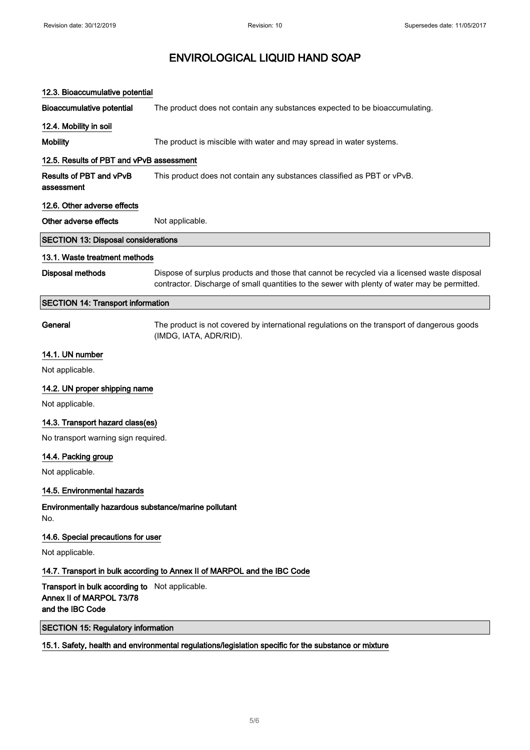# ENVIROLOGICAL LIQUID HAND SOAP

### 12.3. Bioaccumulative potential

**Bioaccumulative potential** The product does not contain any substances expected to be bioaccumulating.

### 12.4. Mobility in soil

**Mobility** The product is miscible with water and may spread in water systems.

### 12.5. Results of PBT and vPvB assessment

**Results of PBT and vPvB assessment** This product does not contain any substances classified as PBT or vPvB.

### 12.6. Other adverse effects

**Other adverse effects** Not applicable.

## SECTION 13: Disposal considerations

### 13.1. Waste treatment methods

**Disposal methods** Dispose of surplus products and those that cannot be recycled via a licensed waste disposal contractor. Discharge of small quantities to the sewer with plenty of water may be permitted.

## SECTION 14: Transport information

**General** The product is not covered by international regulations on the transport of dangerous goods (IMDG, IATA, ADR/RID).

### 14.1. UN number

Not applicable.

### 14.2. UN proper shipping name

Not applicable.

### 14.3. Transport hazard class(es)

No transport warning sign required.

### 14.4. Packing group

Not applicable.

### 14.5. Environmental hazards

**Environmentally hazardous substance/marine pollutant**

No.

### 14.6. Special precautions for user

Not applicable.

### 14.7. Transport in bulk according to Annex II of MARPOL and the IBC Code

**Transport in bulk according to Annex II of MARPOL 73/78 and the IBC Code** Not applicable.

## SECTION 15: Regulatory information

### 15.1. Safety, health and environmental regulations/legislation specific for the substance or mixture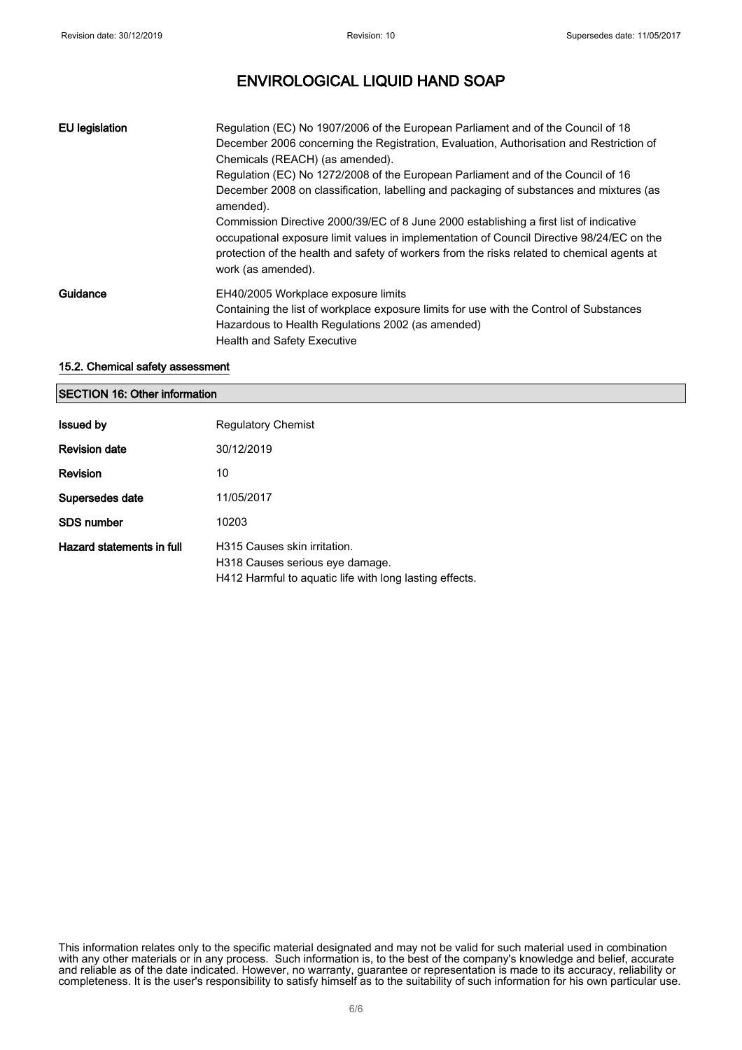# ENVIROLOGICAL LIQUID HAND SOAP

| | |
|---|---|
| **EU legislation** | Regulation (EC) No 1907/2006 of the European Parliament and of the Council of 18 December 2006 concerning the Registration, Evaluation, Authorisation and Restriction of Chemicals (REACH) (as amended). Regulation (EC) No 1272/2008 of the European Parliament and of the Council of 16 December 2008 on classification, labelling and packaging of substances and mixtures (as amended). Commission Directive 2000/39/EC of 8 June 2000 establishing a first list of indicative occupational exposure limit values in implementation of Council Directive 98/24/EC on the protection of the health and safety of workers from the risks related to chemical agents at work (as amended). |
| **Guidance** | EH40/2005 Workplace exposure limits Containing the list of workplace exposure limits for use with the Control of Substances Hazardous to Health Regulations 2002 (as amended) Health and Safety Executive |

### 15.2. Chemical safety assessment

## SECTION 16: Other information

| | |
|---|---|
| **Issued by** | Regulatory Chemist |
| **Revision date** | 30/12/2019 |
| **Revision** | 10 |
| **Supersedes date** | 11/05/2017 |
| **SDS number** | 10203 |
| **Hazard statements in full** | H315 Causes skin irritation. H318 Causes serious eye damage. H412 Harmful to aquatic life with long lasting effects. |

This information relates only to the specific material designated and may not be valid for such material used in combination with any other materials or in any process. Such information is, to the best of the company's knowledge and belief, accurate and reliable as of the date indicated. However, no warranty, guarantee or representation is made to its accuracy, reliability or completeness. It is the user's responsibility to satisfy himself as to the suitability of such information for his own particular use.